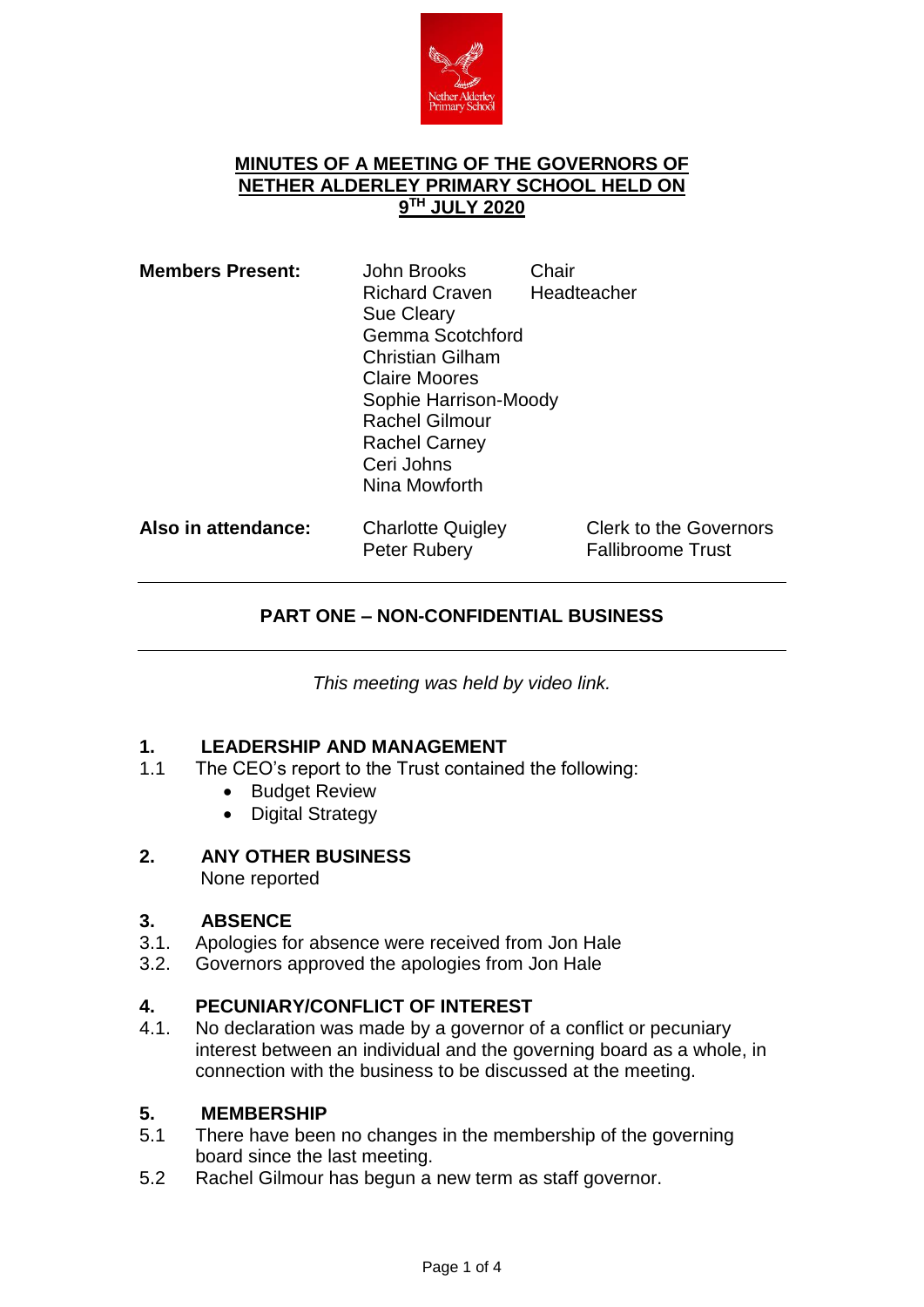# MINUTES OF A MEETING OF THE GOVERNORS OF NETHER ALDERLEY PRIMARY SCHOOL HELD ON 9TH JULY 2020

| | | |
|---|---|---|
| **Members Present:** | John Brooks | Chair |
| | Richard Craven | Headteacher |
| | Sue Cleary | |
| | Gemma Scotchford | |
| | Christian Gilham | |
| | Claire Moores | |
| | Sophie Harrison-Moody | |
| | Rachel Gilmour | |
| | Rachel Carney | |
| | Ceri Johns | |
| | Nina Mowforth | |
| **Also in attendance:** | Charlotte Quigley | Clerk to the Governors |
| | Peter Rubery | Fallibroome Trust |

---

## PART ONE – NON-CONFIDENTIAL BUSINESS

---

*This meeting was held by video link.*

### 1. LEADERSHIP AND MANAGEMENT

1.1 The CEO's report to the Trust contained the following:

- Budget Review
- Digital Strategy

### 2. ANY OTHER BUSINESS

None reported

### 3. ABSENCE

3.1. Apologies for absence were received from Jon Hale

3.2. Governors approved the apologies from Jon Hale

### 4. PECUNIARY/CONFLICT OF INTEREST

4.1. No declaration was made by a governor of a conflict or pecuniary interest between an individual and the governing board as a whole, in connection with the business to be discussed at the meeting.

### 5. MEMBERSHIP

5.1 There have been no changes in the membership of the governing board since the last meeting.

5.2 Rachel Gilmour has begun a new term as staff governor.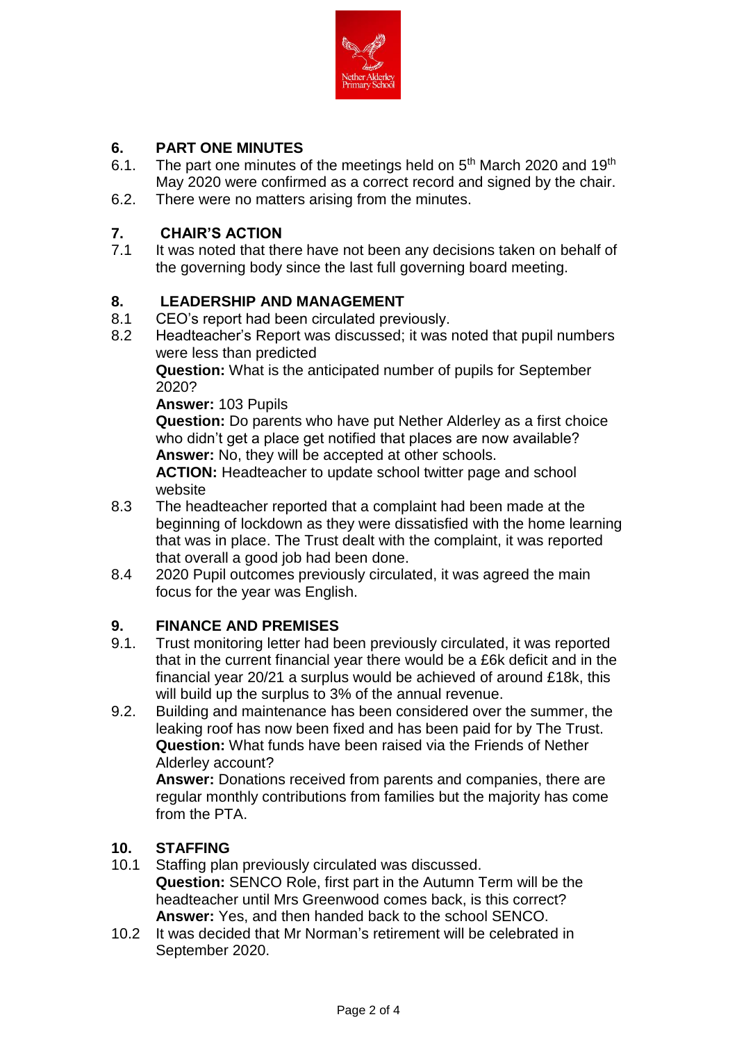## 6. PART ONE MINUTES

6.1. The part one minutes of the meetings held on 5th March 2020 and 19th May 2020 were confirmed as a correct record and signed by the chair.

6.2. There were no matters arising from the minutes.

## 7. CHAIR'S ACTION

7.1 It was noted that there have not been any decisions taken on behalf of the governing body since the last full governing board meeting.

## 8. LEADERSHIP AND MANAGEMENT

8.1 CEO's report had been circulated previously.

8.2 Headteacher's Report was discussed; it was noted that pupil numbers were less than predicted

**Question:** What is the anticipated number of pupils for September 2020?

**Answer:** 103 Pupils

**Question:** Do parents who have put Nether Alderley as a first choice who didn't get a place get notified that places are now available?

**Answer:** No, they will be accepted at other schools.

**ACTION:** Headteacher to update school twitter page and school website

8.3 The headteacher reported that a complaint had been made at the beginning of lockdown as they were dissatisfied with the home learning that was in place. The Trust dealt with the complaint, it was reported that overall a good job had been done.

8.4 2020 Pupil outcomes previously circulated, it was agreed the main focus for the year was English.

## 9. FINANCE AND PREMISES

9.1. Trust monitoring letter had been previously circulated, it was reported that in the current financial year there would be a £6k deficit and in the financial year 20/21 a surplus would be achieved of around £18k, this will build up the surplus to 3% of the annual revenue.

9.2. Building and maintenance has been considered over the summer, the leaking roof has now been fixed and has been paid for by The Trust.

**Question:** What funds have been raised via the Friends of Nether Alderley account?

**Answer:** Donations received from parents and companies, there are regular monthly contributions from families but the majority has come from the PTA.

## 10. STAFFING

10.1 Staffing plan previously circulated was discussed.

**Question:** SENCO Role, first part in the Autumn Term will be the headteacher until Mrs Greenwood comes back, is this correct?

**Answer:** Yes, and then handed back to the school SENCO.

10.2 It was decided that Mr Norman's retirement will be celebrated in September 2020.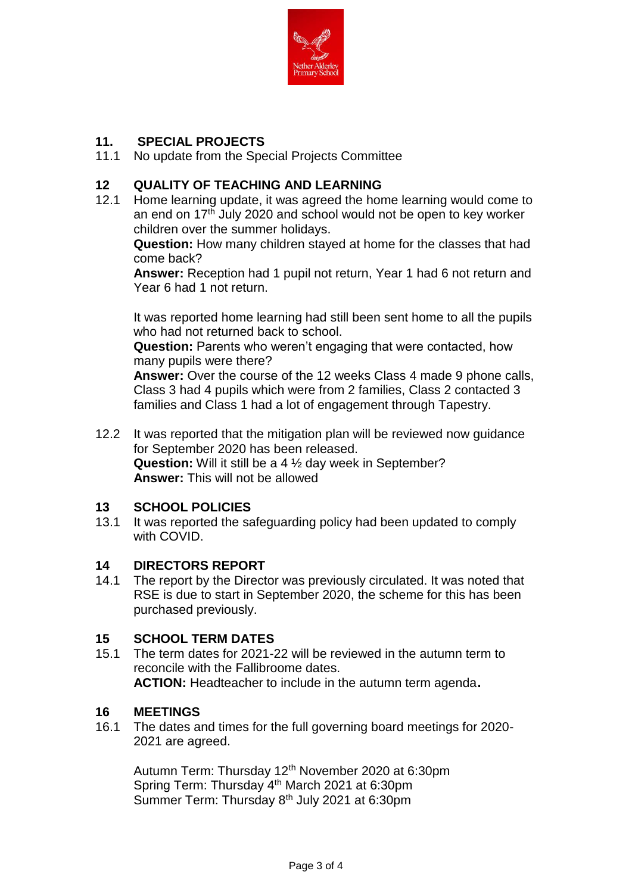## 11. SPECIAL PROJECTS

11.1 No update from the Special Projects Committee

## 12 QUALITY OF TEACHING AND LEARNING

12.1 Home learning update, it was agreed the home learning would come to an end on 17th July 2020 and school would not be open to key worker children over the summer holidays.

**Question:** How many children stayed at home for the classes that had come back?

**Answer:** Reception had 1 pupil not return, Year 1 had 6 not return and Year 6 had 1 not return.

It was reported home learning had still been sent home to all the pupils who had not returned back to school.

**Question:** Parents who weren't engaging that were contacted, how many pupils were there?

**Answer:** Over the course of the 12 weeks Class 4 made 9 phone calls, Class 3 had 4 pupils which were from 2 families, Class 2 contacted 3 families and Class 1 had a lot of engagement through Tapestry.

12.2 It was reported that the mitigation plan will be reviewed now guidance for September 2020 has been released.

**Question:** Will it still be a 4 ½ day week in September?

**Answer:** This will not be allowed

## 13 SCHOOL POLICIES

13.1 It was reported the safeguarding policy had been updated to comply with COVID.

## 14 DIRECTORS REPORT

14.1 The report by the Director was previously circulated. It was noted that RSE is due to start in September 2020, the scheme for this has been purchased previously.

## 15 SCHOOL TERM DATES

15.1 The term dates for 2021-22 will be reviewed in the autumn term to reconcile with the Fallibroome dates.

**ACTION:** Headteacher to include in the autumn term agenda**.**

## 16 MEETINGS

16.1 The dates and times for the full governing board meetings for 2020-2021 are agreed.

Autumn Term: Thursday 12th November 2020 at 6:30pm
Spring Term: Thursday 4th March 2021 at 6:30pm
Summer Term: Thursday 8th July 2021 at 6:30pm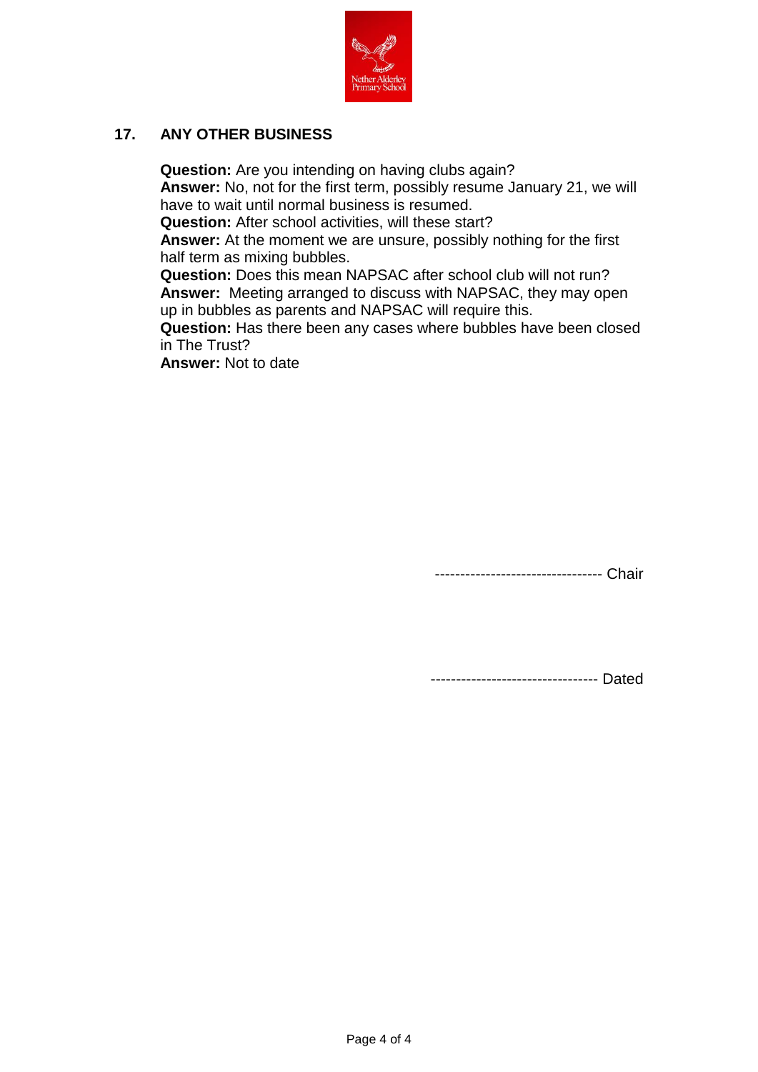## 17. ANY OTHER BUSINESS

**Question:** Are you intending on having clubs again?
**Answer:** No, not for the first term, possibly resume January 21, we will have to wait until normal business is resumed.
**Question:** After school activities, will these start?
**Answer:** At the moment we are unsure, possibly nothing for the first half term as mixing bubbles.
**Question:** Does this mean NAPSAC after school club will not run?
**Answer:** Meeting arranged to discuss with NAPSAC, they may open up in bubbles as parents and NAPSAC will require this.
**Question:** Has there been any cases where bubbles have been closed in The Trust?
**Answer:** Not to date

--------------------------------- Chair

--------------------------------- Dated